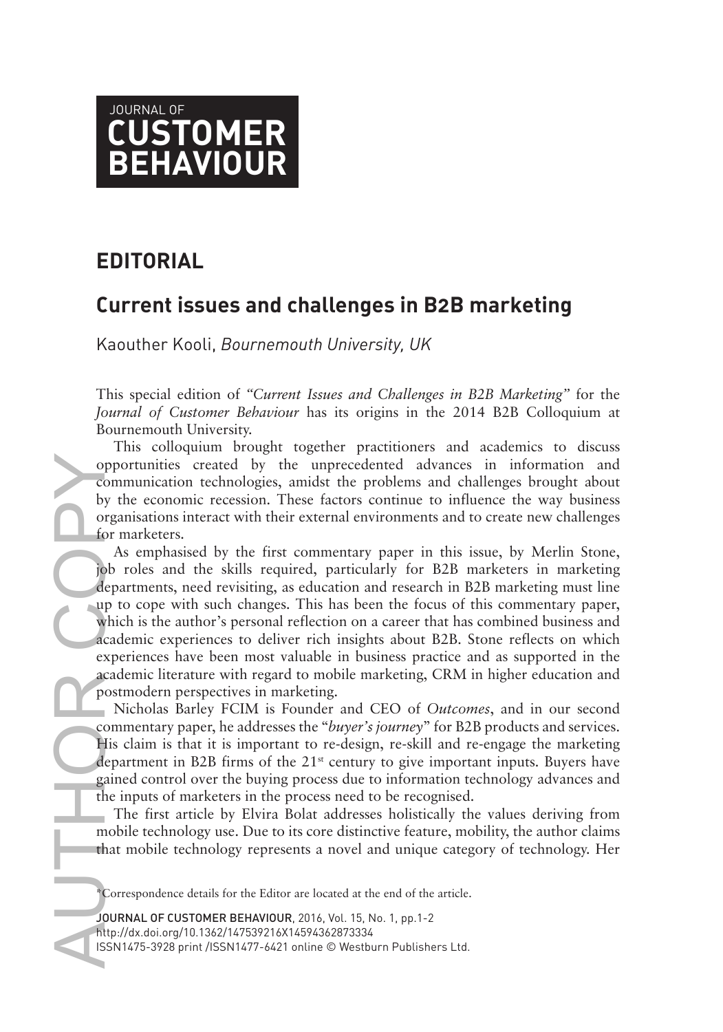JOURNAL OF
**CUSTOMER BEHAVIOUR**

# EDITORIAL

## Current issues and challenges in B2B marketing

Kaouther Kooli, *Bournemouth University, UK*

This special edition of *"Current Issues and Challenges in B2B Marketing"* for the *Journal of Customer Behaviour* has its origins in the 2014 B2B Colloquium at Bournemouth University.

This colloquium brought together practitioners and academics to discuss opportunities created by the unprecedented advances in information and communication technologies, amidst the problems and challenges brought about by the economic recession. These factors continue to influence the way business organisations interact with their external environments and to create new challenges for marketers.

As emphasised by the first commentary paper in this issue, by Merlin Stone, job roles and the skills required, particularly for B2B marketers in marketing departments, need revisiting, as education and research in B2B marketing must line up to cope with such changes. This has been the focus of this commentary paper, which is the author's personal reflection on a career that has combined business and academic experiences to deliver rich insights about B2B. Stone reflects on which experiences have been most valuable in business practice and as supported in the academic literature with regard to mobile marketing, CRM in higher education and postmodern perspectives in marketing.

Nicholas Barley FCIM is Founder and CEO of *Outcomes*, and in our second commentary paper, he addresses the "*buyer's journey*" for B2B products and services. His claim is that it is important to re-design, re-skill and re-engage the marketing department in B2B firms of the 21st century to give important inputs. Buyers have gained control over the buying process due to information technology advances and the inputs of marketers in the process need to be recognised.

The first article by Elvira Bolat addresses holistically the values deriving from mobile technology use. Due to its core distinctive feature, mobility, the author claims that mobile technology represents a novel and unique category of technology. Her

*Correspondence details for the Editor are located at the end of the article.

http://dx.doi.org/10.1362/147539216X14594362873334
ISSN1475-3928 print /ISSN1477-6421 online © Westburn Publishers Ltd.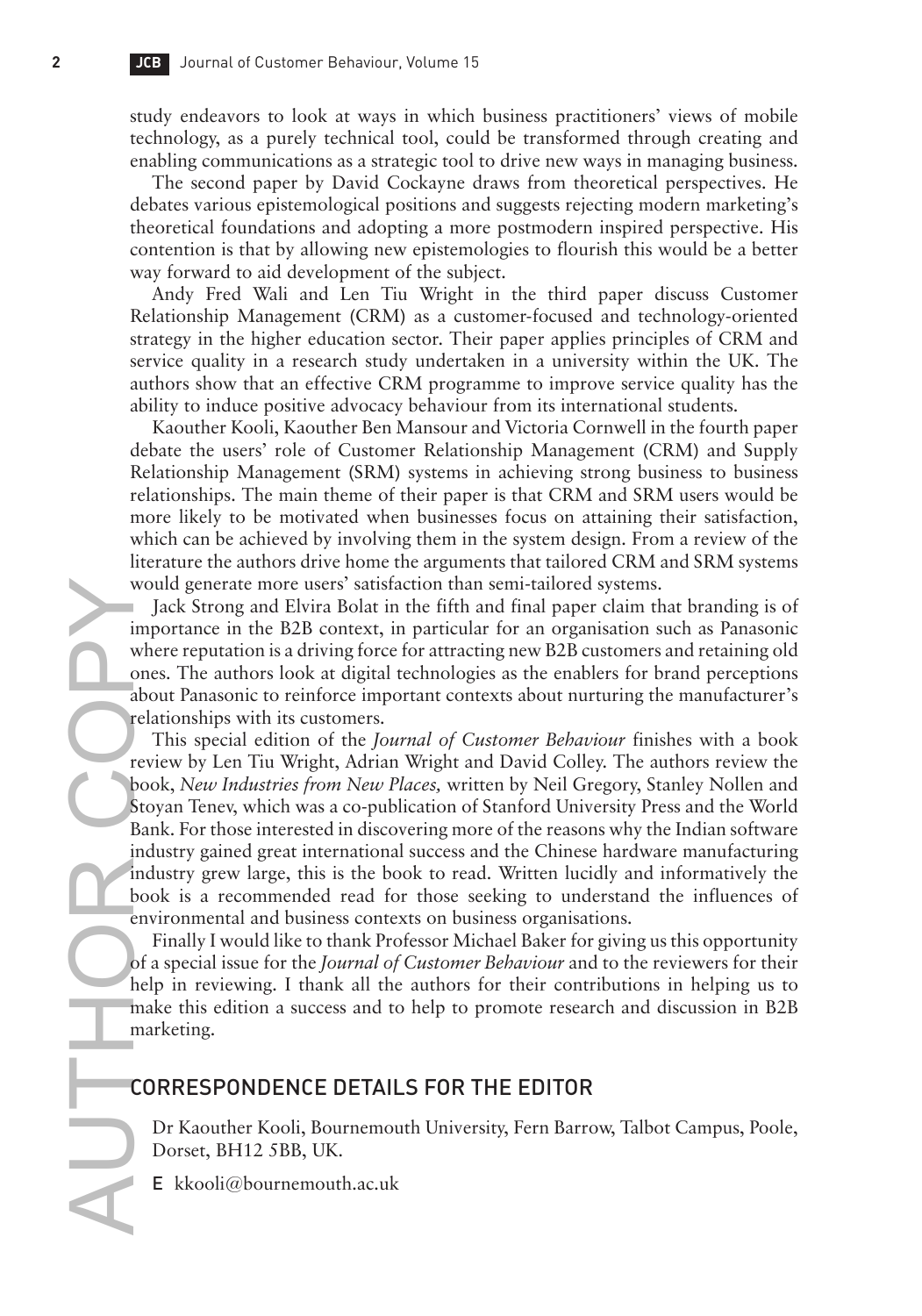study endeavors to look at ways in which business practitioners' views of mobile technology, as a purely technical tool, could be transformed through creating and enabling communications as a strategic tool to drive new ways in managing business.

The second paper by David Cockayne draws from theoretical perspectives. He debates various epistemological positions and suggests rejecting modern marketing's theoretical foundations and adopting a more postmodern inspired perspective. His contention is that by allowing new epistemologies to flourish this would be a better way forward to aid development of the subject.

Andy Fred Wali and Len Tiu Wright in the third paper discuss Customer Relationship Management (CRM) as a customer-focused and technology-oriented strategy in the higher education sector. Their paper applies principles of CRM and service quality in a research study undertaken in a university within the UK. The authors show that an effective CRM programme to improve service quality has the ability to induce positive advocacy behaviour from its international students.

Kaouther Kooli, Kaouther Ben Mansour and Victoria Cornwell in the fourth paper debate the users' role of Customer Relationship Management (CRM) and Supply Relationship Management (SRM) systems in achieving strong business to business relationships. The main theme of their paper is that CRM and SRM users would be more likely to be motivated when businesses focus on attaining their satisfaction, which can be achieved by involving them in the system design. From a review of the literature the authors drive home the arguments that tailored CRM and SRM systems would generate more users' satisfaction than semi-tailored systems.

Jack Strong and Elvira Bolat in the fifth and final paper claim that branding is of importance in the B2B context, in particular for an organisation such as Panasonic where reputation is a driving force for attracting new B2B customers and retaining old ones. The authors look at digital technologies as the enablers for brand perceptions about Panasonic to reinforce important contexts about nurturing the manufacturer's relationships with its customers.

This special edition of the *Journal of Customer Behaviour* finishes with a book review by Len Tiu Wright, Adrian Wright and David Colley. The authors review the book, *New Industries from New Places,* written by Neil Gregory, Stanley Nollen and Stoyan Tenev, which was a co-publication of Stanford University Press and the World Bank. For those interested in discovering more of the reasons why the Indian software industry gained great international success and the Chinese hardware manufacturing industry grew large, this is the book to read. Written lucidly and informatively the book is a recommended read for those seeking to understand the influences of environmental and business contexts on business organisations.

Finally I would like to thank Professor Michael Baker for giving us this opportunity of a special issue for the *Journal of Customer Behaviour* and to the reviewers for their help in reviewing. I thank all the authors for their contributions in helping us to make this edition a success and to help to promote research and discussion in B2B marketing.

## CORRESPONDENCE DETAILS FOR THE EDITOR

Dr Kaouther Kooli, Bournemouth University, Fern Barrow, Talbot Campus, Poole, Dorset, BH12 5BB, UK.

**E** kkooli@bournemouth.ac.uk